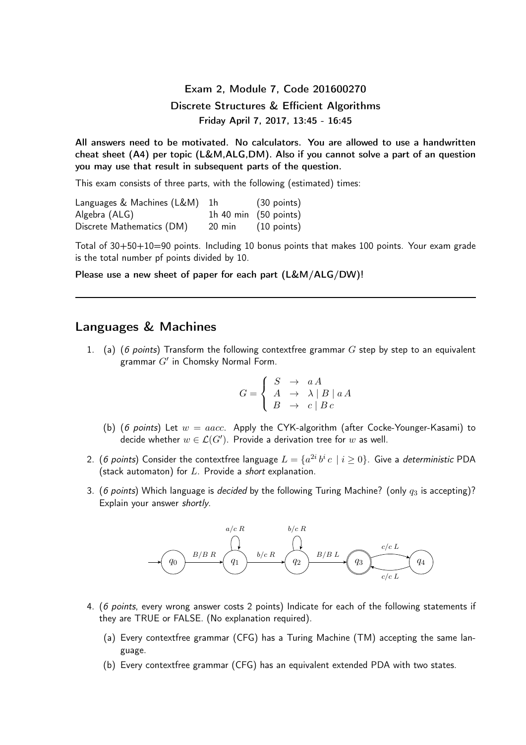## Exam 2, Module 7, Code 201600270

## Discrete Structures & Efficient Algorithms

**Friday April 7, 2017, 13:45 - 16:45**

**All answers need to be motivated. No calculators. You are allowed to use a handwritten cheat sheet (A4) per topic (L&M,ALG,DM). Also if you cannot solve a part of an question you may use that result in subsequent parts of the question.**

This exam consists of three parts, with the following (estimated) times:

| | | |
|---|---|---|
| Languages & Machines (L&M) | 1h | (30 points) |
| Algebra (ALG) | 1h 40 min | (50 points) |
| Discrete Mathematics (DM) | 20 min | (10 points) |

Total of 30+50+10=90 points. Including 10 bonus points that makes 100 points. Your exam grade is the total number pf points divided by 10.

**Please use a new sheet of paper for each part (L&M/ALG/DW)!**

---

## Languages & Machines

1. (a) (*6 points*) Transform the following contextfree grammar $G$ step by step to an equivalent grammar $G'$ in Chomsky Normal Form.

$$G = \left\{ \begin{array}{lcl} S & \rightarrow & a\,A \\ A & \rightarrow & \lambda \mid B \mid a\,A \\ B & \rightarrow & c \mid B\,c \end{array} \right.$$

   (b) (*6 points*) Let $w = aacc$. Apply the CYK-algorithm (after Cocke-Younger-Kasami) to decide whether $w \in \mathcal{L}(G')$. Provide a derivation tree for $w$ as well.

2. (*6 points*) Consider the contextfree language $L = \{a^{2i}\,b^i\,c \mid i \geq 0\}$. Give a *deterministic* PDA (stack automaton) for $L$. Provide a *short* explanation.

3. (*6 points*) Which language is *decided* by the following Turing Machine? (only $q_3$ is accepting)? Explain your answer *shortly*.

   Transitions: $q_0 \xrightarrow{B/B\ R} q_1$; $q_1 \xrightarrow{a/c\ R} q_1$; $q_1 \xrightarrow{b/c\ R} q_2$; $q_2 \xrightarrow{b/c\ R} q_2$; $q_2 \xrightarrow{B/B\ L} q_3$; $q_3 \xrightarrow{c/c\ L} q_4$; $q_4 \xrightarrow{c/c\ L} q_3$.

4. (*6 points*, every wrong answer costs 2 points) Indicate for each of the following statements if they are TRUE or FALSE. (No explanation required).

   (a) Every contextfree grammar (CFG) has a Turing Machine (TM) accepting the same language.

   (b) Every contextfree grammar (CFG) has an equivalent extended PDA with two states.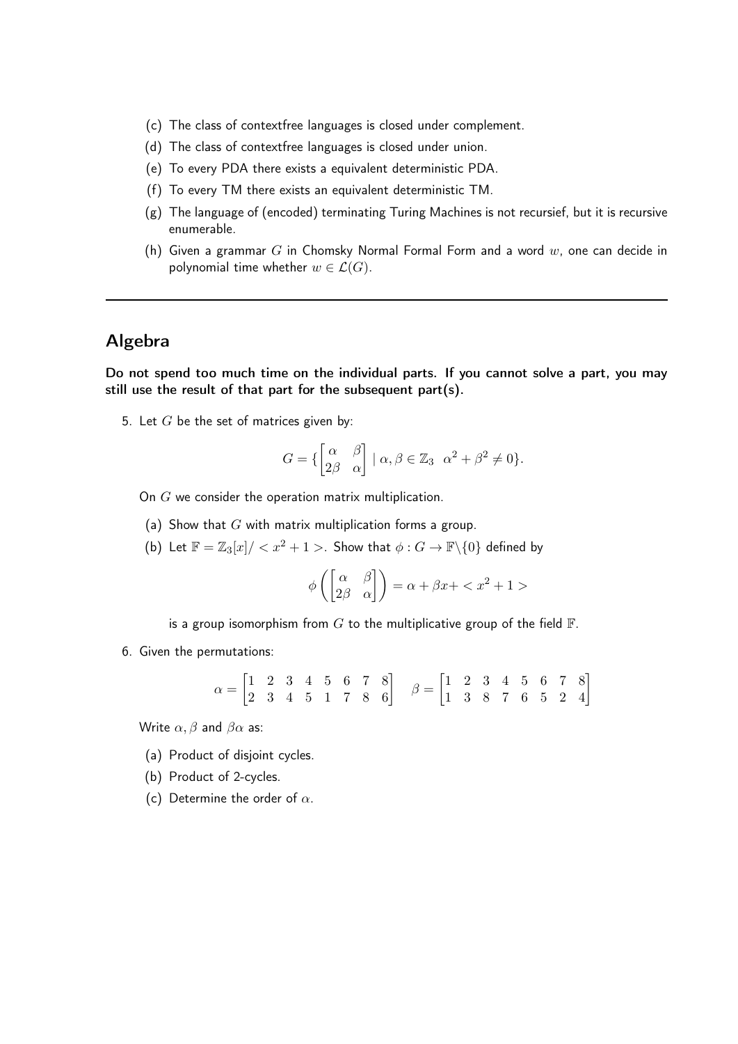(c) The class of contextfree languages is closed under complement.

(d) The class of contextfree languages is closed under union.

(e) To every PDA there exists a equivalent deterministic PDA.

(f) To every TM there exists an equivalent deterministic TM.

(g) The language of (encoded) terminating Turing Machines is not recursief, but it is recursive enumerable.

(h) Given a grammar $G$ in Chomsky Normal Formal Form and a word $w$, one can decide in polynomial time whether $w \in \mathcal{L}(G)$.

---

## Algebra

**Do not spend too much time on the individual parts. If you cannot solve a part, you may still use the result of that part for the subsequent part(s).**

5. Let $G$ be the set of matrices given by:

$$G = \{\begin{bmatrix} \alpha & \beta \\ 2\beta & \alpha \end{bmatrix} \mid \alpha, \beta \in \mathbb{Z}_3 \;\; \alpha^2 + \beta^2 \neq 0\}.$$

On $G$ we consider the operation matrix multiplication.

(a) Show that $G$ with matrix multiplication forms a group.

(b) Let $\mathbb{F} = \mathbb{Z}_3[x]/ < x^2 + 1 >$. Show that $\phi : G \to \mathbb{F}\backslash\{0\}$ defined by

$$\phi\left(\begin{bmatrix} \alpha & \beta \\ 2\beta & \alpha \end{bmatrix}\right) = \alpha + \beta x + < x^2 + 1 >$$

is a group isomorphism from $G$ to the multiplicative group of the field $\mathbb{F}$.

6. Given the permutations:

$$\alpha = \begin{bmatrix} 1 & 2 & 3 & 4 & 5 & 6 & 7 & 8 \\ 2 & 3 & 4 & 5 & 1 & 7 & 8 & 6 \end{bmatrix} \quad \beta = \begin{bmatrix} 1 & 2 & 3 & 4 & 5 & 6 & 7 & 8 \\ 1 & 3 & 8 & 7 & 6 & 5 & 2 & 4 \end{bmatrix}$$

Write $\alpha, \beta$ and $\beta\alpha$ as:

(a) Product of disjoint cycles.

(b) Product of 2-cycles.

(c) Determine the order of $\alpha$.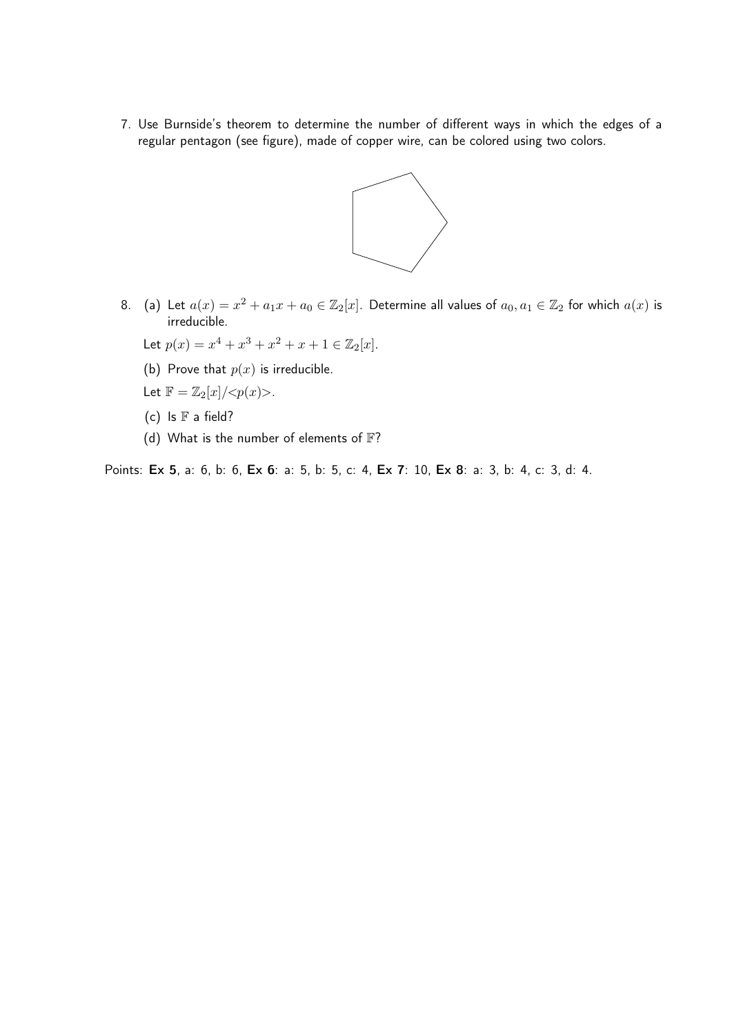7. Use Burnside's theorem to determine the number of different ways in which the edges of a regular pentagon (see figure), made of copper wire, can be colored using two colors.

8. (a) Let $a(x) = x^2 + a_1x + a_0 \in \mathbb{Z}_2[x]$. Determine all values of $a_0, a_1 \in \mathbb{Z}_2$ for which $a(x)$ is irreducible.

   Let $p(x) = x^4 + x^3 + x^2 + x + 1 \in \mathbb{Z}_2[x]$.

   (b) Prove that $p(x)$ is irreducible.

   Let $\mathbb{F} = \mathbb{Z}_2[x]/{<}p(x){>}$.

   (c) Is $\mathbb{F}$ a field?

   (d) What is the number of elements of $\mathbb{F}$?

Points: **Ex 5**, a: 6, b: 6, **Ex 6**: a: 5, b: 5, c: 4, **Ex 7**: 10, **Ex 8**: a: 3, b: 4, c: 3, d: 4.